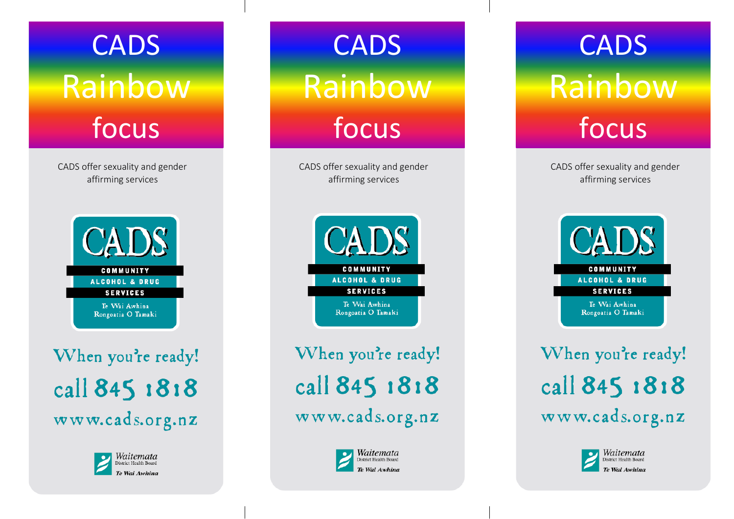# CADS Rainbow focus

CADS offer sexuality and gender affirming services

CADS
COMMUNITY
ALCOHOL & DRUG
SERVICES
Te Wai Awhina
Rongoatia O Tamaki

When you're ready!

call 845 1818

www.cads.org.nz

Waitemata
District Health Board
*Te Wai Awhina*

# CADS Rainbow focus

CADS offer sexuality and gender affirming services

CADS
COMMUNITY
ALCOHOL & DRUG
SERVICES
Te Wai Awhina
Rongoatia O Tamaki

When you're ready!

call 845 1818

www.cads.org.nz

Waitemata
District Health Board
*Te Wai Awhina*

# CADS Rainbow focus

CADS offer sexuality and gender affirming services

CADS
COMMUNITY
ALCOHOL & DRUG
SERVICES
Te Wai Awhina
Rongoatia O Tamaki

When you're ready!

call 845 1818

www.cads.org.nz

Waitemata
District Health Board
*Te Wai Awhina*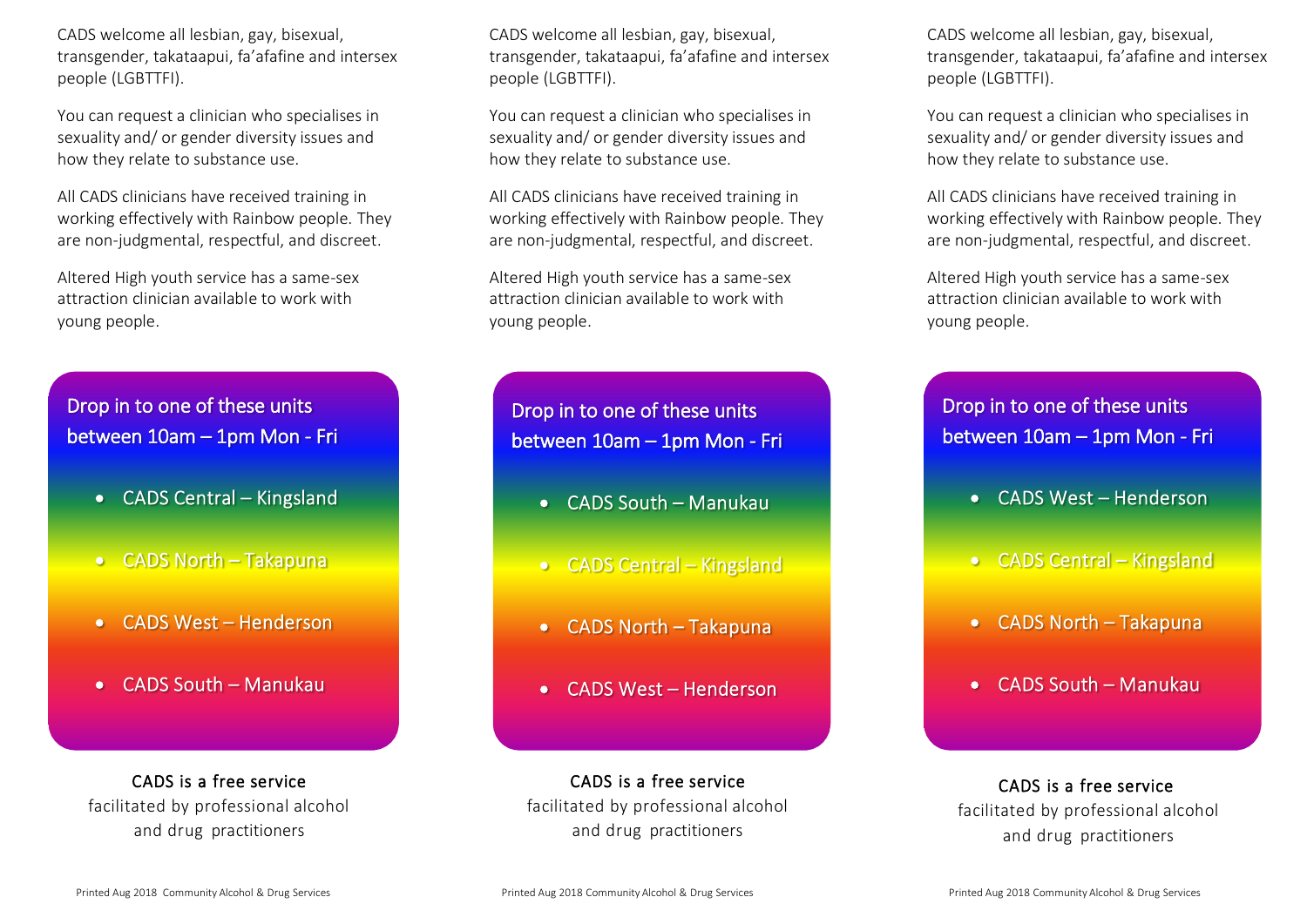CADS welcome all lesbian, gay, bisexual, transgender, takataapui, fa'afafine and intersex people (LGBTTFI).

You can request a clinician who specialises in sexuality and/ or gender diversity issues and how they relate to substance use.

All CADS clinicians have received training in working effectively with Rainbow people. They are non-judgmental, respectful, and discreet.

Altered High youth service has a same-sex attraction clinician available to work with young people.

Drop in to one of these units between 10am – 1pm Mon - Fri

- CADS Central – Kingsland
- CADS North – Takapuna
- CADS West – Henderson
- CADS South – Manukau

CADS is a free service facilitated by professional alcohol and drug practitioners

Printed Aug 2018 Community Alcohol & Drug Services

CADS welcome all lesbian, gay, bisexual, transgender, takataapui, fa'afafine and intersex people (LGBTTFI).

You can request a clinician who specialises in sexuality and/ or gender diversity issues and how they relate to substance use.

All CADS clinicians have received training in working effectively with Rainbow people. They are non-judgmental, respectful, and discreet.

Altered High youth service has a same-sex attraction clinician available to work with young people.

Drop in to one of these units between 10am – 1pm Mon - Fri

- CADS South – Manukau
- CADS Central – Kingsland
- CADS North – Takapuna
- CADS West – Henderson

CADS is a free service facilitated by professional alcohol and drug practitioners

Printed Aug 2018 Community Alcohol & Drug Services

CADS welcome all lesbian, gay, bisexual, transgender, takataapui, fa'afafine and intersex people (LGBTTFI).

You can request a clinician who specialises in sexuality and/ or gender diversity issues and how they relate to substance use.

All CADS clinicians have received training in working effectively with Rainbow people. They are non-judgmental, respectful, and discreet.

Altered High youth service has a same-sex attraction clinician available to work with young people.

Drop in to one of these units between 10am – 1pm Mon - Fri

- CADS West – Henderson
- CADS Central – Kingsland
- CADS North – Takapuna
- CADS South – Manukau

CADS is a free service facilitated by professional alcohol and drug practitioners

Printed Aug 2018 Community Alcohol & Drug Services